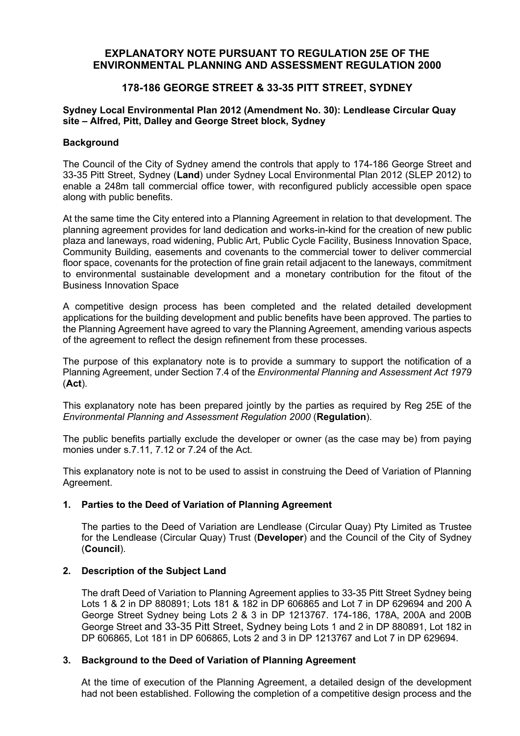# EXPLANATORY NOTE PURSUANT TO REGULATION 25E OF THE ENVIRONMENTAL PLANNING AND ASSESSMENT REGULATION 2000

## 178-186 GEORGE STREET & 33-35 PITT STREET, SYDNEY

**Sydney Local Environmental Plan 2012 (Amendment No. 30): Lendlease Circular Quay site – Alfred, Pitt, Dalley and George Street block, Sydney**

**Background**

The Council of the City of Sydney amend the controls that apply to 174-186 George Street and 33-35 Pitt Street, Sydney (**Land**) under Sydney Local Environmental Plan 2012 (SLEP 2012) to enable a 248m tall commercial office tower, with reconfigured publicly accessible open space along with public benefits.

At the same time the City entered into a Planning Agreement in relation to that development. The planning agreement provides for land dedication and works-in-kind for the creation of new public plaza and laneways, road widening, Public Art, Public Cycle Facility, Business Innovation Space, Community Building, easements and covenants to the commercial tower to deliver commercial floor space, covenants for the protection of fine grain retail adjacent to the laneways, commitment to environmental sustainable development and a monetary contribution for the fitout of the Business Innovation Space

A competitive design process has been completed and the related detailed development applications for the building development and public benefits have been approved. The parties to the Planning Agreement have agreed to vary the Planning Agreement, amending various aspects of the agreement to reflect the design refinement from these processes.

The purpose of this explanatory note is to provide a summary to support the notification of a Planning Agreement, under Section 7.4 of the *Environmental Planning and Assessment Act 1979* (**Act**).

This explanatory note has been prepared jointly by the parties as required by Reg 25E of the *Environmental Planning and Assessment Regulation 2000* (**Regulation**).

The public benefits partially exclude the developer or owner (as the case may be) from paying monies under s.7.11, 7.12 or 7.24 of the Act.

This explanatory note is not to be used to assist in construing the Deed of Variation of Planning Agreement.

### 1. Parties to the Deed of Variation of Planning Agreement

The parties to the Deed of Variation are Lendlease (Circular Quay) Pty Limited as Trustee for the Lendlease (Circular Quay) Trust (**Developer**) and the Council of the City of Sydney (**Council**).

### 2. Description of the Subject Land

The draft Deed of Variation to Planning Agreement applies to 33-35 Pitt Street Sydney being Lots 1 & 2 in DP 880891; Lots 181 & 182 in DP 606865 and Lot 7 in DP 629694 and 200 A George Street Sydney being Lots 2 & 3 in DP 1213767. 174-186, 178A, 200A and 200B George Street and 33-35 Pitt Street, Sydney being Lots 1 and 2 in DP 880891, Lot 182 in DP 606865, Lot 181 in DP 606865, Lots 2 and 3 in DP 1213767 and Lot 7 in DP 629694.

### 3. Background to the Deed of Variation of Planning Agreement

At the time of execution of the Planning Agreement, a detailed design of the development had not been established. Following the completion of a competitive design process and the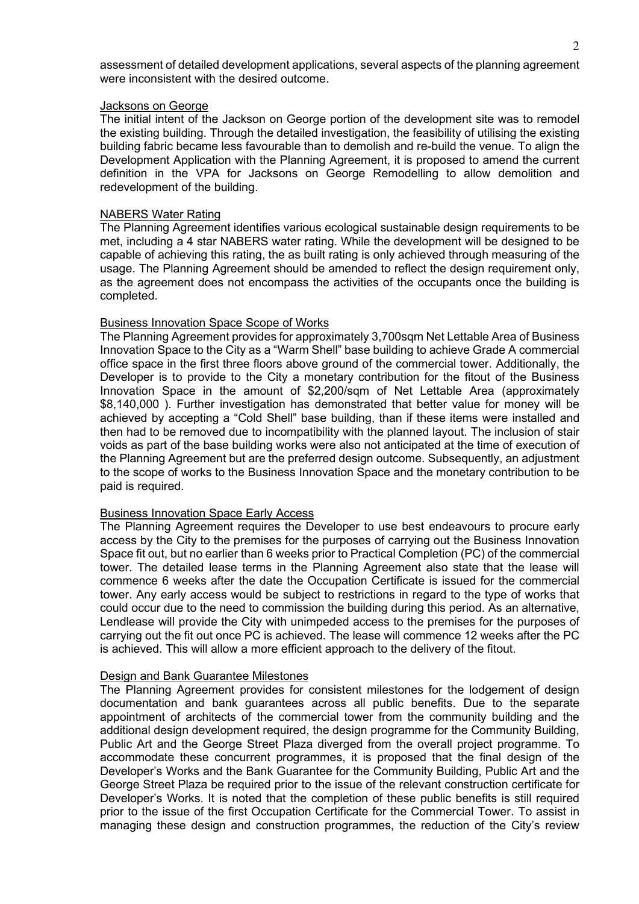assessment of detailed development applications, several aspects of the planning agreement were inconsistent with the desired outcome.

### Jacksons on George

The initial intent of the Jackson on George portion of the development site was to remodel the existing building. Through the detailed investigation, the feasibility of utilising the existing building fabric became less favourable than to demolish and re-build the venue. To align the Development Application with the Planning Agreement, it is proposed to amend the current definition in the VPA for Jacksons on George Remodelling to allow demolition and redevelopment of the building.

### NABERS Water Rating

The Planning Agreement identifies various ecological sustainable design requirements to be met, including a 4 star NABERS water rating. While the development will be designed to be capable of achieving this rating, the as built rating is only achieved through measuring of the usage. The Planning Agreement should be amended to reflect the design requirement only, as the agreement does not encompass the activities of the occupants once the building is completed.

### Business Innovation Space Scope of Works

The Planning Agreement provides for approximately 3,700sqm Net Lettable Area of Business Innovation Space to the City as a "Warm Shell" base building to achieve Grade A commercial office space in the first three floors above ground of the commercial tower. Additionally, the Developer is to provide to the City a monetary contribution for the fitout of the Business Innovation Space in the amount of $2,200/sqm of Net Lettable Area (approximately $8,140,000 ). Further investigation has demonstrated that better value for money will be achieved by accepting a "Cold Shell" base building, than if these items were installed and then had to be removed due to incompatibility with the planned layout. The inclusion of stair voids as part of the base building works were also not anticipated at the time of execution of the Planning Agreement but are the preferred design outcome. Subsequently, an adjustment to the scope of works to the Business Innovation Space and the monetary contribution to be paid is required.

### Business Innovation Space Early Access

The Planning Agreement requires the Developer to use best endeavours to procure early access by the City to the premises for the purposes of carrying out the Business Innovation Space fit out, but no earlier than 6 weeks prior to Practical Completion (PC) of the commercial tower. The detailed lease terms in the Planning Agreement also state that the lease will commence 6 weeks after the date the Occupation Certificate is issued for the commercial tower. Any early access would be subject to restrictions in regard to the type of works that could occur due to the need to commission the building during this period. As an alternative, Lendlease will provide the City with unimpeded access to the premises for the purposes of carrying out the fit out once PC is achieved. The lease will commence 12 weeks after the PC is achieved. This will allow a more efficient approach to the delivery of the fitout.

### Design and Bank Guarantee Milestones

The Planning Agreement provides for consistent milestones for the lodgement of design documentation and bank guarantees across all public benefits. Due to the separate appointment of architects of the commercial tower from the community building and the additional design development required, the design programme for the Community Building, Public Art and the George Street Plaza diverged from the overall project programme. To accommodate these concurrent programmes, it is proposed that the final design of the Developer's Works and the Bank Guarantee for the Community Building, Public Art and the George Street Plaza be required prior to the issue of the relevant construction certificate for Developer's Works. It is noted that the completion of these public benefits is still required prior to the issue of the first Occupation Certificate for the Commercial Tower. To assist in managing these design and construction programmes, the reduction of the City's review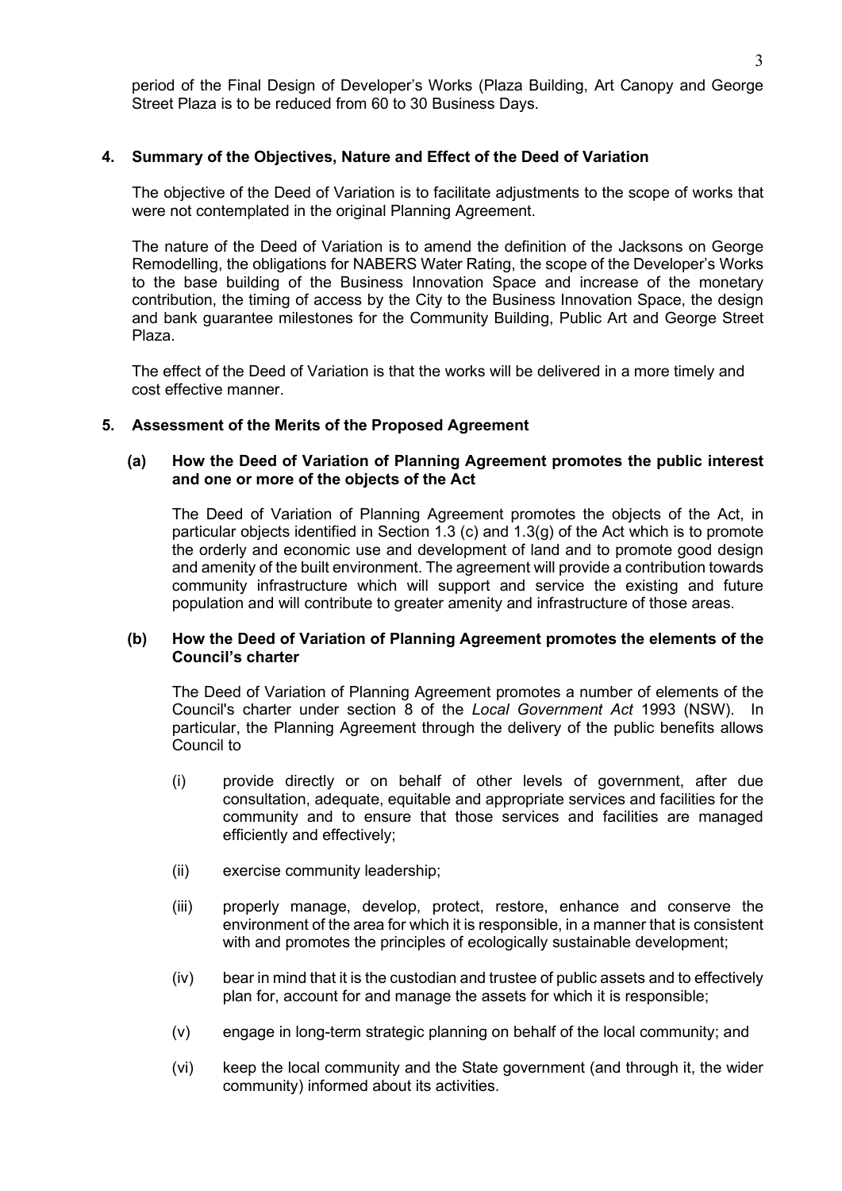period of the Final Design of Developer's Works (Plaza Building, Art Canopy and George Street Plaza is to be reduced from 60 to 30 Business Days.

## 4. Summary of the Objectives, Nature and Effect of the Deed of Variation

The objective of the Deed of Variation is to facilitate adjustments to the scope of works that were not contemplated in the original Planning Agreement.

The nature of the Deed of Variation is to amend the definition of the Jacksons on George Remodelling, the obligations for NABERS Water Rating, the scope of the Developer's Works to the base building of the Business Innovation Space and increase of the monetary contribution, the timing of access by the City to the Business Innovation Space, the design and bank guarantee milestones for the Community Building, Public Art and George Street Plaza.

The effect of the Deed of Variation is that the works will be delivered in a more timely and cost effective manner.

## 5. Assessment of the Merits of the Proposed Agreement

### (a) How the Deed of Variation of Planning Agreement promotes the public interest and one or more of the objects of the Act

The Deed of Variation of Planning Agreement promotes the objects of the Act, in particular objects identified in Section 1.3 (c) and 1.3(g) of the Act which is to promote the orderly and economic use and development of land and to promote good design and amenity of the built environment. The agreement will provide a contribution towards community infrastructure which will support and service the existing and future population and will contribute to greater amenity and infrastructure of those areas.

### (b) How the Deed of Variation of Planning Agreement promotes the elements of the Council's charter

The Deed of Variation of Planning Agreement promotes a number of elements of the Council's charter under section 8 of the *Local Government Act* 1993 (NSW). In particular, the Planning Agreement through the delivery of the public benefits allows Council to

(i) provide directly or on behalf of other levels of government, after due consultation, adequate, equitable and appropriate services and facilities for the community and to ensure that those services and facilities are managed efficiently and effectively;

(ii) exercise community leadership;

(iii) properly manage, develop, protect, restore, enhance and conserve the environment of the area for which it is responsible, in a manner that is consistent with and promotes the principles of ecologically sustainable development;

(iv) bear in mind that it is the custodian and trustee of public assets and to effectively plan for, account for and manage the assets for which it is responsible;

(v) engage in long-term strategic planning on behalf of the local community; and

(vi) keep the local community and the State government (and through it, the wider community) informed about its activities.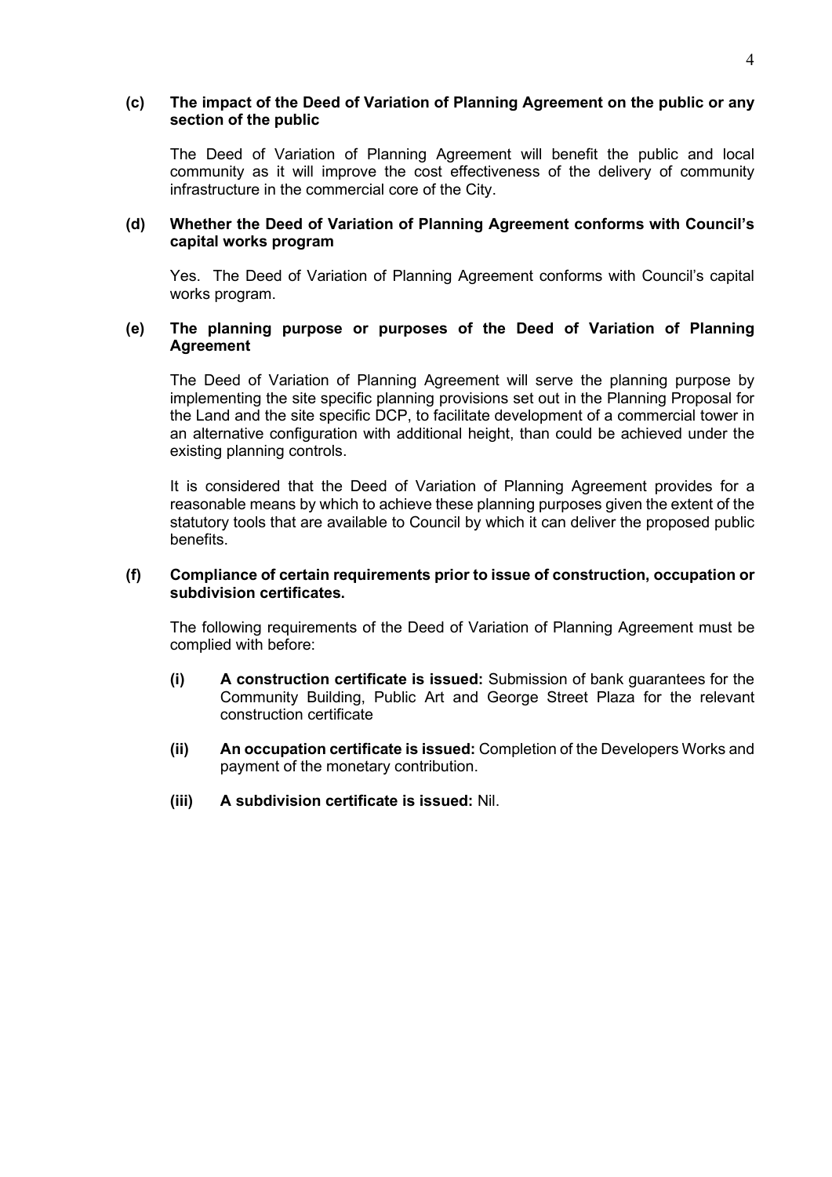**(c) The impact of the Deed of Variation of Planning Agreement on the public or any section of the public**

The Deed of Variation of Planning Agreement will benefit the public and local community as it will improve the cost effectiveness of the delivery of community infrastructure in the commercial core of the City.

**(d) Whether the Deed of Variation of Planning Agreement conforms with Council's capital works program**

Yes. The Deed of Variation of Planning Agreement conforms with Council's capital works program.

**(e) The planning purpose or purposes of the Deed of Variation of Planning Agreement**

The Deed of Variation of Planning Agreement will serve the planning purpose by implementing the site specific planning provisions set out in the Planning Proposal for the Land and the site specific DCP, to facilitate development of a commercial tower in an alternative configuration with additional height, than could be achieved under the existing planning controls.

It is considered that the Deed of Variation of Planning Agreement provides for a reasonable means by which to achieve these planning purposes given the extent of the statutory tools that are available to Council by which it can deliver the proposed public benefits.

**(f) Compliance of certain requirements prior to issue of construction, occupation or subdivision certificates.**

The following requirements of the Deed of Variation of Planning Agreement must be complied with before:

- **(i) A construction certificate is issued:** Submission of bank guarantees for the Community Building, Public Art and George Street Plaza for the relevant construction certificate
- **(ii) An occupation certificate is issued:** Completion of the Developers Works and payment of the monetary contribution.
- **(iii) A subdivision certificate is issued:** Nil.